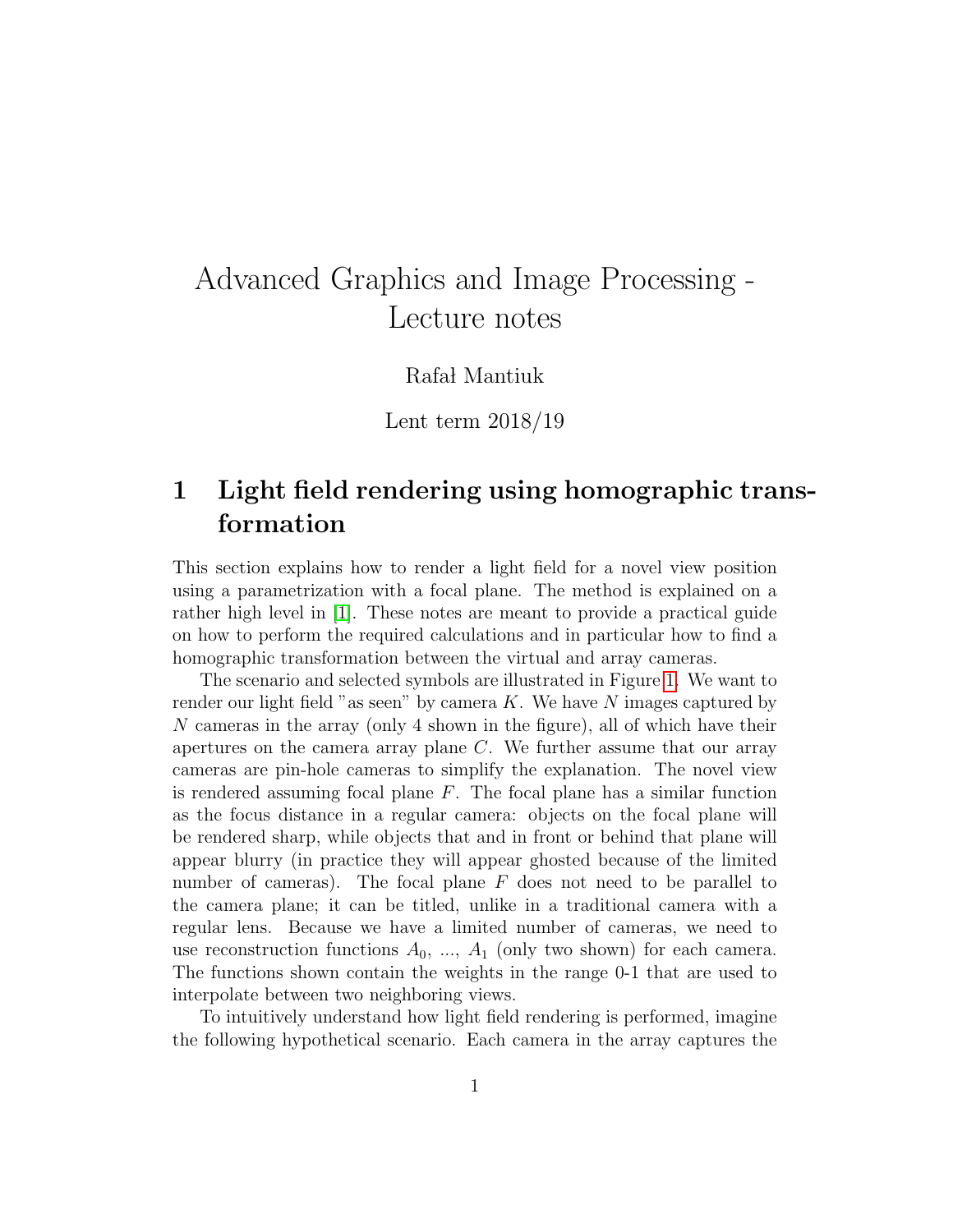# Advanced Graphics and Image Processing - Lecture notes

Rafał Mantiuk

Lent term 2018/19

## 1 Light field rendering using homographic transformation

This section explains how to render a light field for a novel view position using a parametrization with a focal plane. The method is explained on a rather high level in [1]. These notes are meant to provide a practical guide on how to perform the required calculations and in particular how to find a homographic transformation between the virtual and array cameras.

The scenario and selected symbols are illustrated in Figure 1. We want to render our light field "as seen" by camera $K$. We have $N$ images captured by $N$ cameras in the array (only 4 shown in the figure), all of which have their apertures on the camera array plane $C$. We further assume that our array cameras are pin-hole cameras to simplify the explanation. The novel view is rendered assuming focal plane $F$. The focal plane has a similar function as the focus distance in a regular camera: objects on the focal plane will be rendered sharp, while objects that and in front or behind that plane will appear blurry (in practice they will appear ghosted because of the limited number of cameras). The focal plane $F$ does not need to be parallel to the camera plane; it can be titled, unlike in a traditional camera with a regular lens. Because we have a limited number of cameras, we need to use reconstruction functions $A_0$, ..., $A_1$ (only two shown) for each camera. The functions shown contain the weights in the range 0-1 that are used to interpolate between two neighboring views.

To intuitively understand how light field rendering is performed, imagine the following hypothetical scenario. Each camera in the array captures the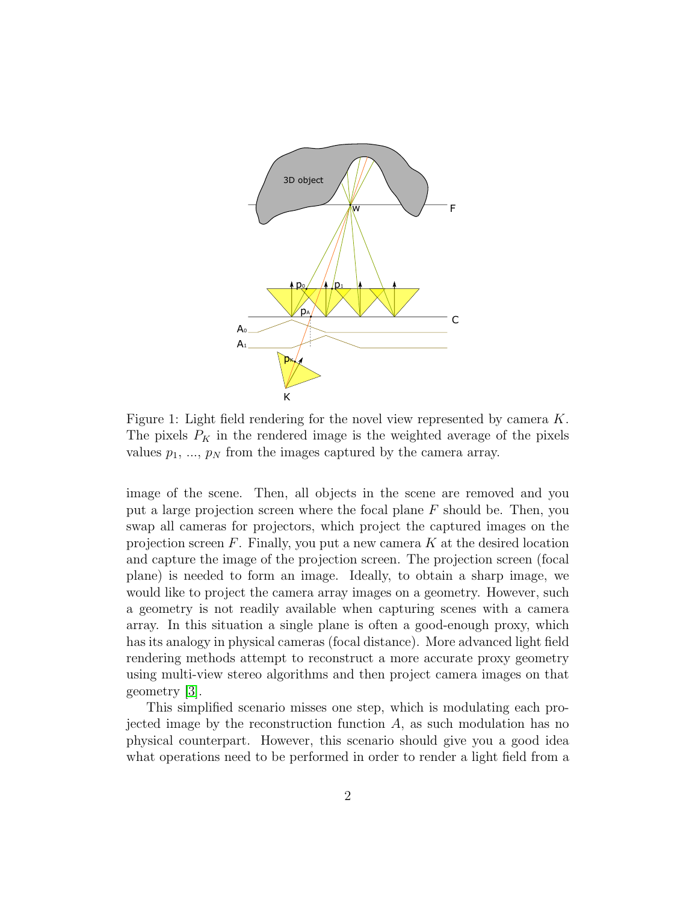Figure 1: Light field rendering for the novel view represented by camera $K$. The pixels $P_K$ in the rendered image is the weighted average of the pixels values $p_1$, ..., $p_N$ from the images captured by the camera array.

image of the scene. Then, all objects in the scene are removed and you put a large projection screen where the focal plane $F$ should be. Then, you swap all cameras for projectors, which project the captured images on the projection screen $F$. Finally, you put a new camera $K$ at the desired location and capture the image of the projection screen. The projection screen (focal plane) is needed to form an image. Ideally, to obtain a sharp image, we would like to project the camera array images on a geometry. However, such a geometry is not readily available when capturing scenes with a camera array. In this situation a single plane is often a good-enough proxy, which has its analogy in physical cameras (focal distance). More advanced light field rendering methods attempt to reconstruct a more accurate proxy geometry using multi-view stereo algorithms and then project camera images on that geometry [3].

This simplified scenario misses one step, which is modulating each projected image by the reconstruction function $A$, as such modulation has no physical counterpart. However, this scenario should give you a good idea what operations need to be performed in order to render a light field from a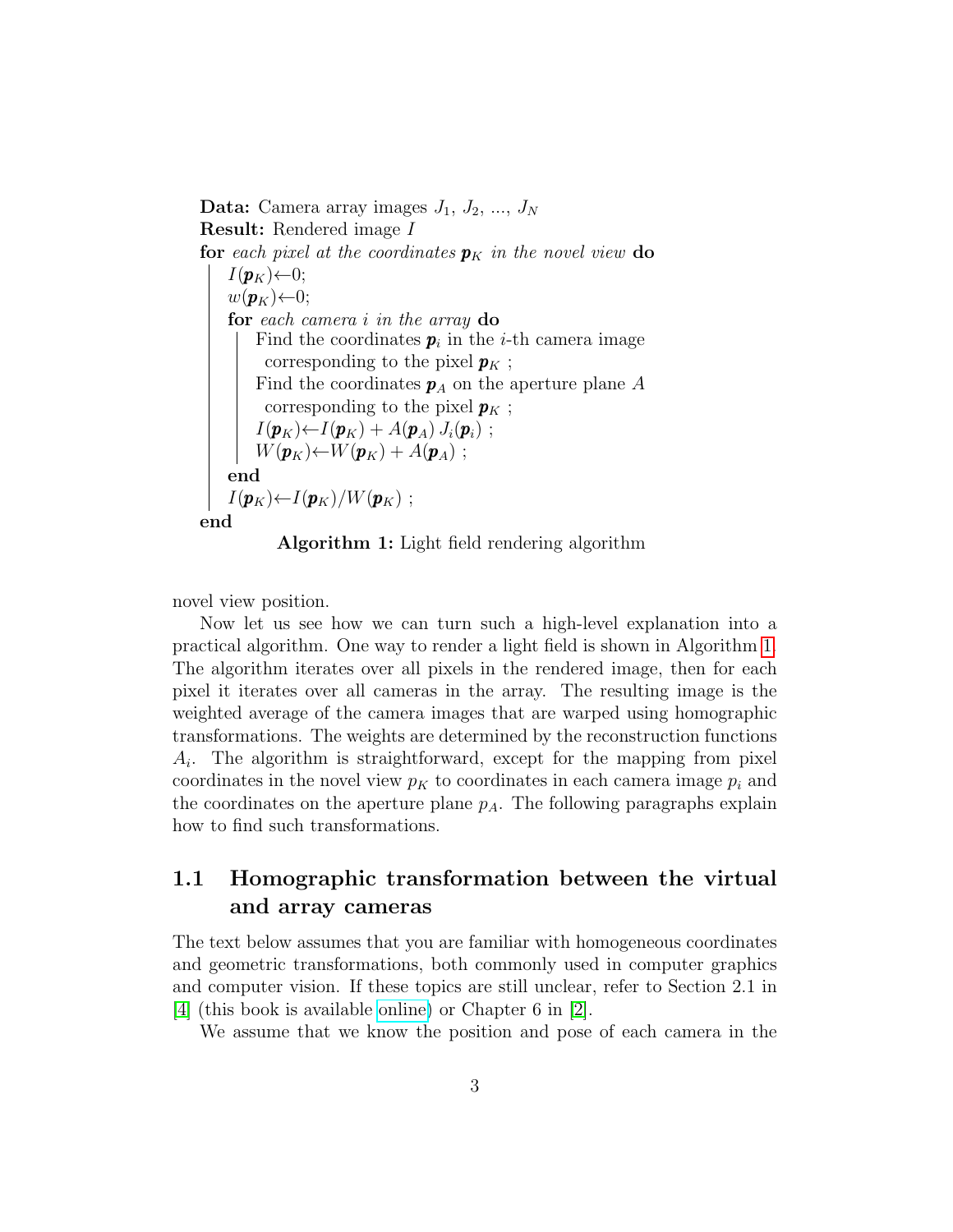```
Data: Camera array images J_1, J_2, ..., J_N
Result: Rendered image I
for each pixel at the coordinates p_K in the novel view do
    I(p_K) ← 0;
    w(p_K) ← 0;
    for each camera i in the array do
        Find the coordinates p_i in the i-th camera image
          corresponding to the pixel p_K ;
        Find the coordinates p_A on the aperture plane A
          corresponding to the pixel p_K ;
        I(p_K) ← I(p_K) + A(p_A) J_i(p_i) ;
        W(p_K) ← W(p_K) + A(p_A) ;
    end
    I(p_K) ← I(p_K)/W(p_K) ;
end
```

**Algorithm 1:** Light field rendering algorithm

novel view position.

Now let us see how we can turn such a high-level explanation into a practical algorithm. One way to render a light field is shown in Algorithm 1. The algorithm iterates over all pixels in the rendered image, then for each pixel it iterates over all cameras in the array. The resulting image is the weighted average of the camera images that are warped using homographic transformations. The weights are determined by the reconstruction functions $A_i$. The algorithm is straightforward, except for the mapping from pixel coordinates in the novel view $p_K$ to coordinates in each camera image $p_i$ and the coordinates on the aperture plane $p_A$. The following paragraphs explain how to find such transformations.

## 1.1 Homographic transformation between the virtual and array cameras

The text below assumes that you are familiar with homogeneous coordinates and geometric transformations, both commonly used in computer graphics and computer vision. If these topics are still unclear, refer to Section 2.1 in [4] (this book is available online) or Chapter 6 in [2].

We assume that we know the position and pose of each camera in the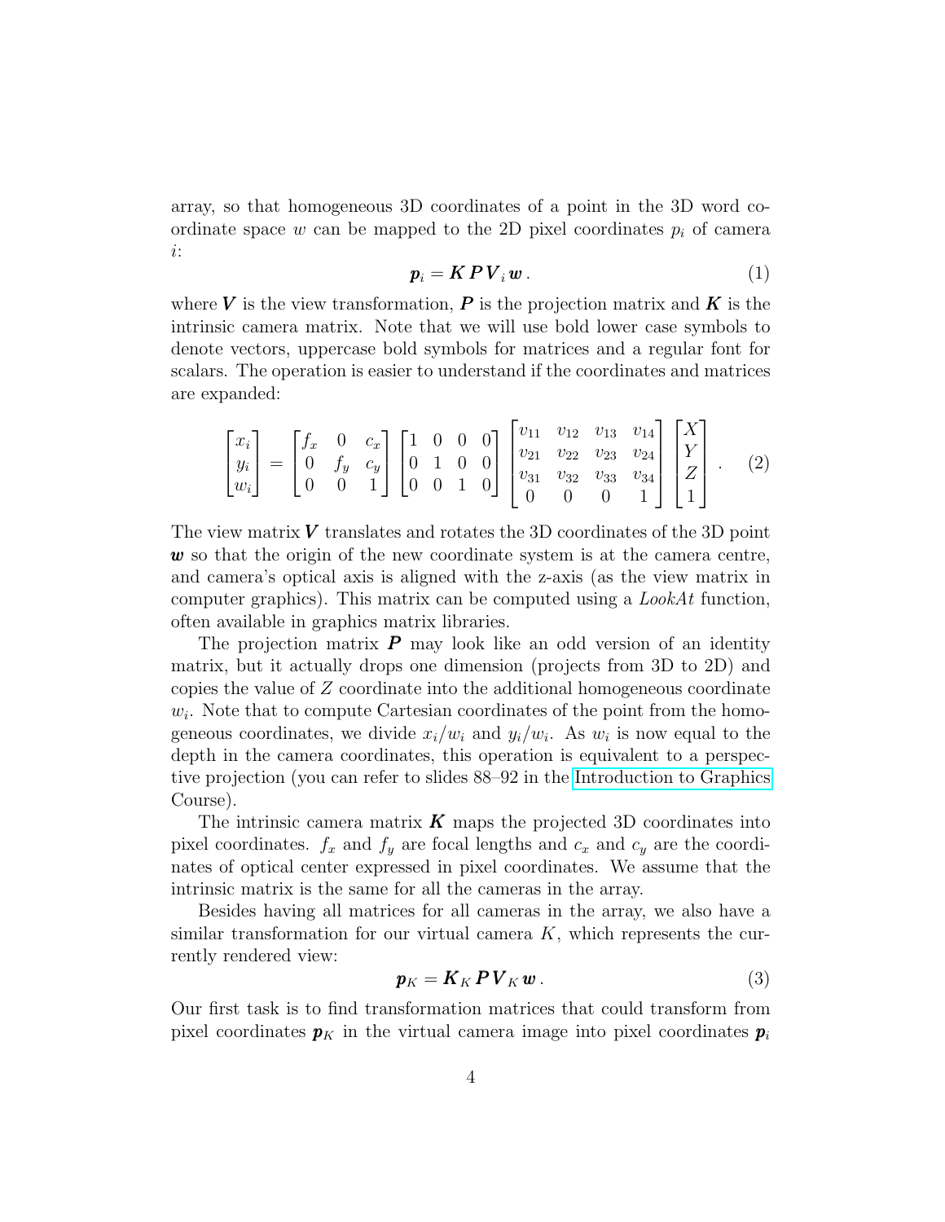array, so that homogeneous 3D coordinates of a point in the 3D word coordinate space $w$ can be mapped to the 2D pixel coordinates $p_i$ of camera $i$:

$$\boldsymbol{p}_i = \boldsymbol{K}\,\boldsymbol{P}\,\boldsymbol{V}_i\,\boldsymbol{w}\,. \tag{1}$$

where $\boldsymbol{V}$ is the view transformation, $\boldsymbol{P}$ is the projection matrix and $\boldsymbol{K}$ is the intrinsic camera matrix. Note that we will use bold lower case symbols to denote vectors, uppercase bold symbols for matrices and a regular font for scalars. The operation is easier to understand if the coordinates and matrices are expanded:

$$\begin{bmatrix} x_i \\ y_i \\ w_i \end{bmatrix} = \begin{bmatrix} f_x & 0 & c_x \\ 0 & f_y & c_y \\ 0 & 0 & 1 \end{bmatrix} \begin{bmatrix} 1 & 0 & 0 & 0 \\ 0 & 1 & 0 & 0 \\ 0 & 0 & 1 & 0 \end{bmatrix} \begin{bmatrix} v_{11} & v_{12} & v_{13} & v_{14} \\ v_{21} & v_{22} & v_{23} & v_{24} \\ v_{31} & v_{32} & v_{33} & v_{34} \\ 0 & 0 & 0 & 1 \end{bmatrix} \begin{bmatrix} X \\ Y \\ Z \\ 1 \end{bmatrix}\,. \tag{2}$$

The view matrix $\boldsymbol{V}$ translates and rotates the 3D coordinates of the 3D point $\boldsymbol{w}$ so that the origin of the new coordinate system is at the camera centre, and camera's optical axis is aligned with the z-axis (as the view matrix in computer graphics). This matrix can be computed using a *LookAt* function, often available in graphics matrix libraries.

The projection matrix $\boldsymbol{P}$ may look like an odd version of an identity matrix, but it actually drops one dimension (projects from 3D to 2D) and copies the value of $Z$ coordinate into the additional homogeneous coordinate $w_i$. Note that to compute Cartesian coordinates of the point from the homogeneous coordinates, we divide $x_i/w_i$ and $y_i/w_i$. As $w_i$ is now equal to the depth in the camera coordinates, this operation is equivalent to a perspective projection (you can refer to slides 88–92 in the Introduction to Graphics Course).

The intrinsic camera matrix $\boldsymbol{K}$ maps the projected 3D coordinates into pixel coordinates. $f_x$ and $f_y$ are focal lengths and $c_x$ and $c_y$ are the coordinates of optical center expressed in pixel coordinates. We assume that the intrinsic matrix is the same for all the cameras in the array.

Besides having all matrices for all cameras in the array, we also have a similar transformation for our virtual camera $K$, which represents the currently rendered view:

$$\boldsymbol{p}_K = \boldsymbol{K}_K\,\boldsymbol{P}\,\boldsymbol{V}_K\,\boldsymbol{w}\,. \tag{3}$$

Our first task is to find transformation matrices that could transform from pixel coordinates $\boldsymbol{p}_K$ in the virtual camera image into pixel coordinates $\boldsymbol{p}_i$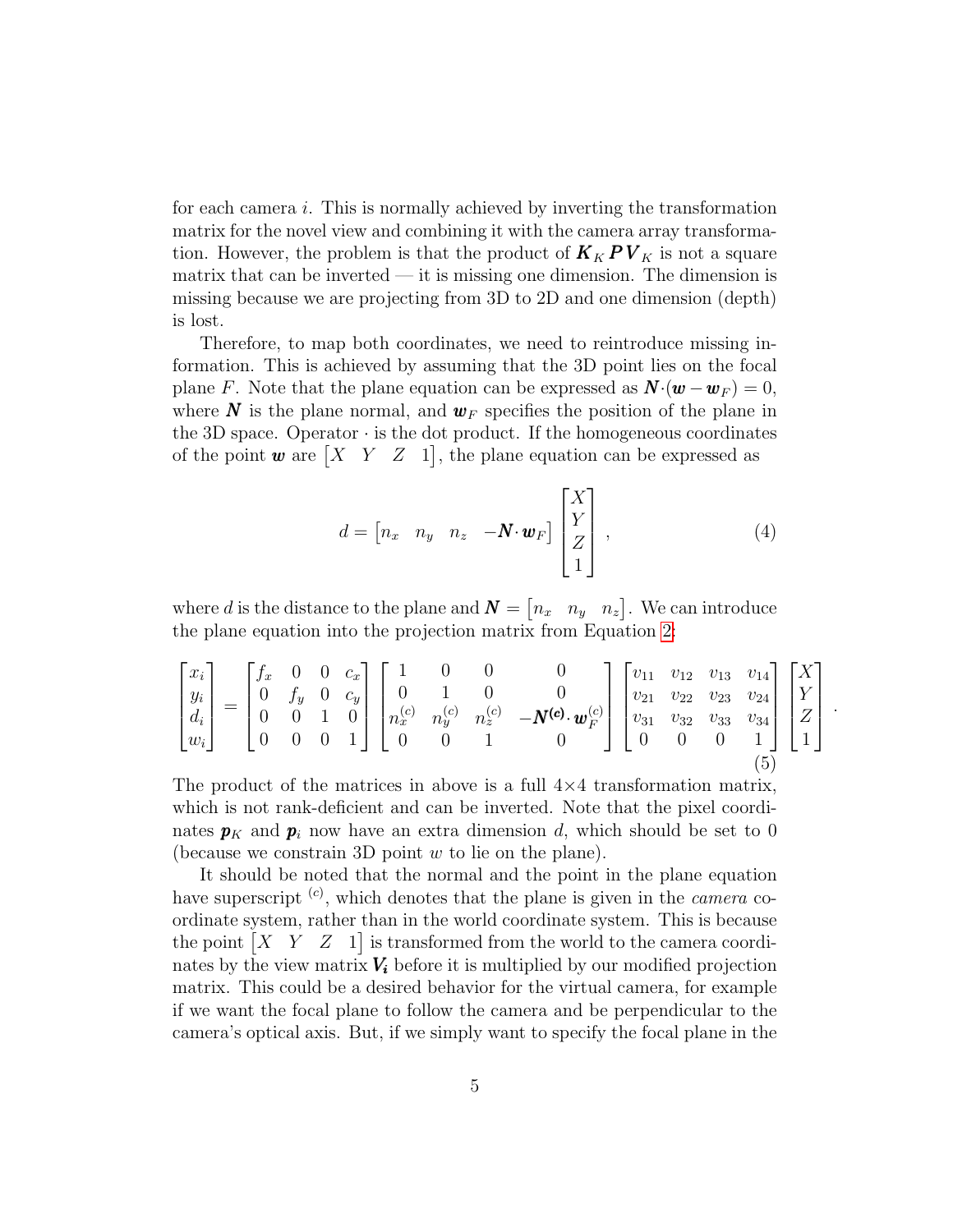for each camera $i$. This is normally achieved by inverting the transformation matrix for the novel view and combining it with the camera array transformation. However, the problem is that the product of $\boldsymbol{K}_K \boldsymbol{P} \boldsymbol{V}_K$ is not a square matrix that can be inverted — it is missing one dimension. The dimension is missing because we are projecting from 3D to 2D and one dimension (depth) is lost.

Therefore, to map both coordinates, we need to reintroduce missing information. This is achieved by assuming that the 3D point lies on the focal plane $F$. Note that the plane equation can be expressed as $\boldsymbol{N} \cdot (\boldsymbol{w} - \boldsymbol{w}_F) = 0$, where $\boldsymbol{N}$ is the plane normal, and $\boldsymbol{w}_F$ specifies the position of the plane in the 3D space. Operator $\cdot$ is the dot product. If the homogeneous coordinates of the point $\boldsymbol{w}$ are $\begin{bmatrix} X & Y & Z & 1 \end{bmatrix}$, the plane equation can be expressed as

$$
d = \begin{bmatrix} n_x & n_y & n_z & -\boldsymbol{N} \cdot \boldsymbol{w}_F \end{bmatrix} \begin{bmatrix} X \\ Y \\ Z \\ 1 \end{bmatrix}, \tag{4}
$$

where $d$ is the distance to the plane and $\boldsymbol{N} = \begin{bmatrix} n_x & n_y & n_z \end{bmatrix}$. We can introduce the plane equation into the projection matrix from Equation 2:

$$
\begin{bmatrix} x_i \\ y_i \\ d_i \\ w_i \end{bmatrix} = \begin{bmatrix} f_x & 0 & 0 & c_x \\ 0 & f_y & 0 & c_y \\ 0 & 0 & 1 & 0 \\ 0 & 0 & 0 & 1 \end{bmatrix} \begin{bmatrix} 1 & 0 & 0 & 0 \\ 0 & 1 & 0 & 0 \\ n_x^{(c)} & n_y^{(c)} & n_z^{(c)} & -\boldsymbol{N}^{(c)} \cdot \boldsymbol{w}_F^{(c)} \\ 0 & 0 & 1 & 0 \end{bmatrix} \begin{bmatrix} v_{11} & v_{12} & v_{13} & v_{14} \\ v_{21} & v_{22} & v_{23} & v_{24} \\ v_{31} & v_{32} & v_{33} & v_{34} \\ 0 & 0 & 0 & 1 \end{bmatrix} \begin{bmatrix} X \\ Y \\ Z \\ 1 \end{bmatrix}. \tag{5}
$$

The product of the matrices in above is a full 4×4 transformation matrix, which is not rank-deficient and can be inverted. Note that the pixel coordinates $\boldsymbol{p}_K$ and $\boldsymbol{p}_i$ now have an extra dimension $d$, which should be set to 0 (because we constrain 3D point $w$ to lie on the plane).

It should be noted that the normal and the point in the plane equation have superscript $^{(c)}$, which denotes that the plane is given in the *camera* coordinate system, rather than in the world coordinate system. This is because the point $\begin{bmatrix} X & Y & Z & 1 \end{bmatrix}$ is transformed from the world to the camera coordinates by the view matrix $\boldsymbol{V_i}$ before it is multiplied by our modified projection matrix. This could be a desired behavior for the virtual camera, for example if we want the focal plane to follow the camera and be perpendicular to the camera's optical axis. But, if we simply want to specify the focal plane in the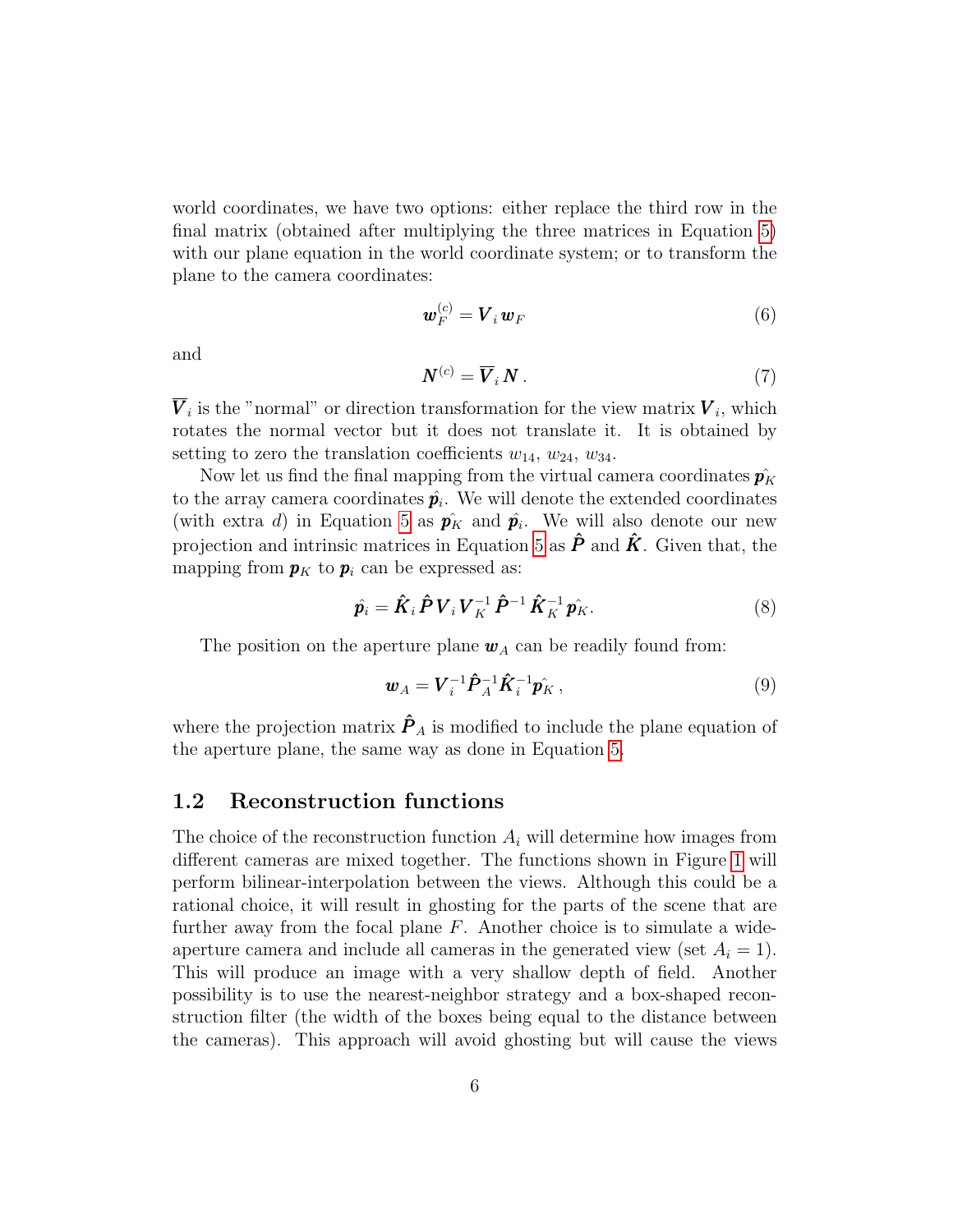world coordinates, we have two options: either replace the third row in the final matrix (obtained after multiplying the three matrices in Equation 5) with our plane equation in the world coordinate system; or to transform the plane to the camera coordinates:

$$\boldsymbol{w}_F^{(c)} = \boldsymbol{V}_i \, \boldsymbol{w}_F \tag{6}$$

and

$$\boldsymbol{N}^{(c)} = \overline{\boldsymbol{V}}_i \, \boldsymbol{N} \,. \tag{7}$$

$\overline{\boldsymbol{V}}_i$ is the "normal" or direction transformation for the view matrix $\boldsymbol{V}_i$, which rotates the normal vector but it does not translate it. It is obtained by setting to zero the translation coefficients $w_{14}$, $w_{24}$, $w_{34}$.

Now let us find the final mapping from the virtual camera coordinates $\hat{\boldsymbol{p}_K}$ to the array camera coordinates $\hat{\boldsymbol{p}}_i$. We will denote the extended coordinates (with extra $d$) in Equation 5 as $\hat{\boldsymbol{p}_K}$ and $\hat{\boldsymbol{p}_i}$. We will also denote our new projection and intrinsic matrices in Equation 5 as $\hat{\boldsymbol{P}}$ and $\hat{\boldsymbol{K}}$. Given that, the mapping from $\boldsymbol{p}_K$ to $\boldsymbol{p}_i$ can be expressed as:

$$\hat{\boldsymbol{p}_i} = \hat{\boldsymbol{K}}_i \, \hat{\boldsymbol{P}} \, \boldsymbol{V}_i \, \boldsymbol{V}_K^{-1} \, \hat{\boldsymbol{P}}^{-1} \, \hat{\boldsymbol{K}}_K^{-1} \, \hat{\boldsymbol{p}_K}. \tag{8}$$

The position on the aperture plane $\boldsymbol{w}_A$ can be readily found from:

$$\boldsymbol{w}_A = \boldsymbol{V}_i^{-1} \hat{\boldsymbol{P}}_A^{-1} \hat{\boldsymbol{K}}_i^{-1} \hat{\boldsymbol{p}_K} \,, \tag{9}$$

where the projection matrix $\hat{\boldsymbol{P}}_A$ is modified to include the plane equation of the aperture plane, the same way as done in Equation 5.

## 1.2 Reconstruction functions

The choice of the reconstruction function $A_i$ will determine how images from different cameras are mixed together. The functions shown in Figure 1 will perform bilinear-interpolation between the views. Although this could be a rational choice, it will result in ghosting for the parts of the scene that are further away from the focal plane $F$. Another choice is to simulate a wide-aperture camera and include all cameras in the generated view (set $A_i = 1$). This will produce an image with a very shallow depth of field. Another possibility is to use the nearest-neighbor strategy and a box-shaped reconstruction filter (the width of the boxes being equal to the distance between the cameras). This approach will avoid ghosting but will cause the views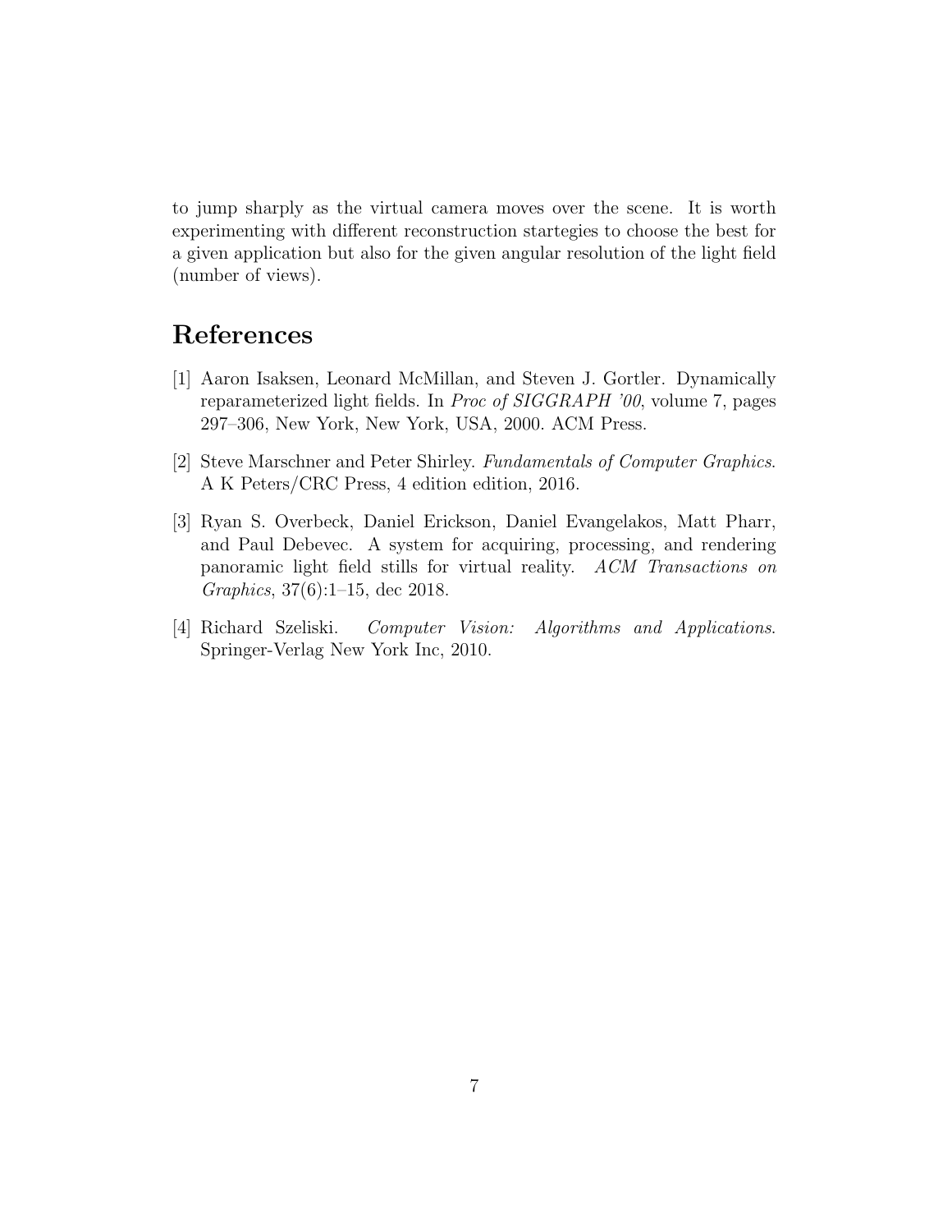to jump sharply as the virtual camera moves over the scene. It is worth experimenting with different reconstruction startegies to choose the best for a given application but also for the given angular resolution of the light field (number of views).

# References

[1] Aaron Isaksen, Leonard McMillan, and Steven J. Gortler. Dynamically reparameterized light fields. In *Proc of SIGGRAPH '00*, volume 7, pages 297–306, New York, New York, USA, 2000. ACM Press.

[2] Steve Marschner and Peter Shirley. *Fundamentals of Computer Graphics*. A K Peters/CRC Press, 4 edition edition, 2016.

[3] Ryan S. Overbeck, Daniel Erickson, Daniel Evangelakos, Matt Pharr, and Paul Debevec. A system for acquiring, processing, and rendering panoramic light field stills for virtual reality. *ACM Transactions on Graphics*, 37(6):1–15, dec 2018.

[4] Richard Szeliski. *Computer Vision: Algorithms and Applications*. Springer-Verlag New York Inc, 2010.